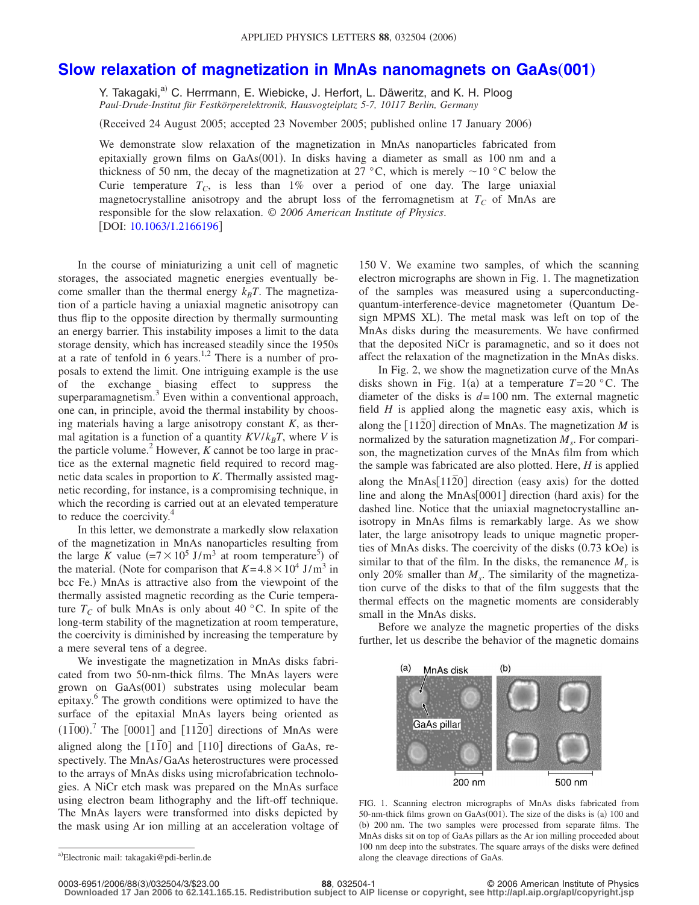# Slow relaxation of magnetization in MnAs nanomagnets on GaAs(001)

Y. Takagaki,[a] C. Herrmann, E. Wiebicke, J. Herfort, L. Däweritz, and K. H. Ploog

*Paul-Drude-Institut für Festkörperelektronik, Hausvogteiplatz 5-7, 10117 Berlin, Germany*

(Received 24 August 2005; accepted 23 November 2005; published online 17 January 2006)

We demonstrate slow relaxation of the magnetization in MnAs nanoparticles fabricated from epitaxially grown films on GaAs(001). In disks having a diameter as small as 100 nm and a thickness of 50 nm, the decay of the magnetization at 27 °C, which is merely ~10 °C below the Curie temperature $T_C$, is less than 1% over a period of one day. The large uniaxial magnetocrystalline anisotropy and the abrupt loss of the ferromagnetism at $T_C$ of MnAs are responsible for the slow relaxation. © *2006 American Institute of Physics*. [DOI: 10.1063/1.2166196]

In the course of miniaturizing a unit cell of magnetic storages, the associated magnetic energies eventually become smaller than the thermal energy $k_BT$. The magnetization of a particle having a uniaxial magnetic anisotropy can thus flip to the opposite direction by thermally surmounting an energy barrier. This instability imposes a limit to the data storage density, which has increased steadily since the 1950s at a rate of tenfold in 6 years.[1,2] There is a number of proposals to extend the limit. One intriguing example is the use of the exchange biasing effect to suppress the superparamagnetism.[3] Even within a conventional approach, one can, in principle, avoid the thermal instability by choosing materials having a large anisotropy constant $K$, as thermal agitation is a function of a quantity $KV/k_BT$, where $V$ is the particle volume.[2] However, $K$ cannot be too large in practice as the external magnetic field required to record magnetic data scales in proportion to $K$. Thermally assisted magnetic recording, for instance, is a compromising technique, in which the recording is carried out at an elevated temperature to reduce the coercivity.[4]

In this letter, we demonstrate a markedly slow relaxation of the magnetization in MnAs nanoparticles resulting from the large $K$ value ($=7\times10^5$ J/m$^3$ at room temperature[5]) of the material. (Note for comparison that $K=4.8\times10^4$ J/m$^3$ in bcc Fe.) MnAs is attractive also from the viewpoint of the thermally assisted magnetic recording as the Curie temperature $T_C$ of bulk MnAs is only about 40 °C. In spite of the long-term stability of the magnetization at room temperature, the coercivity is diminished by increasing the temperature by a mere several tens of a degree.

We investigate the magnetization in MnAs disks fabricated from two 50-nm-thick films. The MnAs layers were grown on GaAs(001) substrates using molecular beam epitaxy.[6] The growth conditions were optimized to have the surface of the epitaxial MnAs layers being oriented as $(1\bar{1}00)$.[7] The [0001] and $[11\bar{2}0]$ directions of MnAs were aligned along the $[1\bar{1}0]$ and [110] directions of GaAs, respectively. The MnAs/GaAs heterostructures were processed to the arrays of MnAs disks using microfabrication technologies. A NiCr etch mask was prepared on the MnAs surface using electron beam lithography and the lift-off technique. The MnAs layers were transformed into disks depicted by the mask using Ar ion milling at an acceleration voltage of 150 V. We examine two samples, of which the scanning electron micrographs are shown in Fig. 1. The magnetization of the samples was measured using a superconducting-quantum-interference-device magnetometer (Quantum Design MPMS XL). The metal mask was left on top of the MnAs disks during the measurements. We have confirmed that the deposited NiCr is paramagnetic, and so it does not affect the relaxation of the magnetization in the MnAs disks.

In Fig. 2, we show the magnetization curve of the MnAs disks shown in Fig. 1(a) at a temperature $T=20$ °C. The diameter of the disks is $d=100$ nm. The external magnetic field $H$ is applied along the magnetic easy axis, which is along the $[11\bar{2}0]$ direction of MnAs. The magnetization $M$ is normalized by the saturation magnetization $M_s$. For comparison, the magnetization curves of the MnAs film from which the sample was fabricated are also plotted. Here, $H$ is applied along the MnAs$[11\bar{2}0]$ direction (easy axis) for the dotted line and along the MnAs[0001] direction (hard axis) for the dashed line. Notice that the uniaxial magnetocrystalline anisotropy in MnAs films is remarkably large. As we show later, the large anisotropy leads to unique magnetic properties of MnAs disks. The coercivity of the disks (0.73 kOe) is similar to that of the film. In the disks, the remanence $M_r$ is only 20% smaller than $M_s$. The similarity of the magnetization curve of the disks to that of the film suggests that the thermal effects on the magnetic moments are considerably small in the MnAs disks.

Before we analyze the magnetic properties of the disks further, let us describe the behavior of the magnetic domains

FIG. 1. Scanning electron micrographs of MnAs disks fabricated from 50-nm-thick films grown on GaAs(001). The size of the disks is (a) 100 and (b) 200 nm. The two samples were processed from separate films. The MnAs disks sit on top of GaAs pillars as the Ar ion milling proceeded about 100 nm deep into the substrates. The square arrays of the disks were defined along the cleavage directions of GaAs.

[a]Electronic mail: takagaki@pdi-berlin.de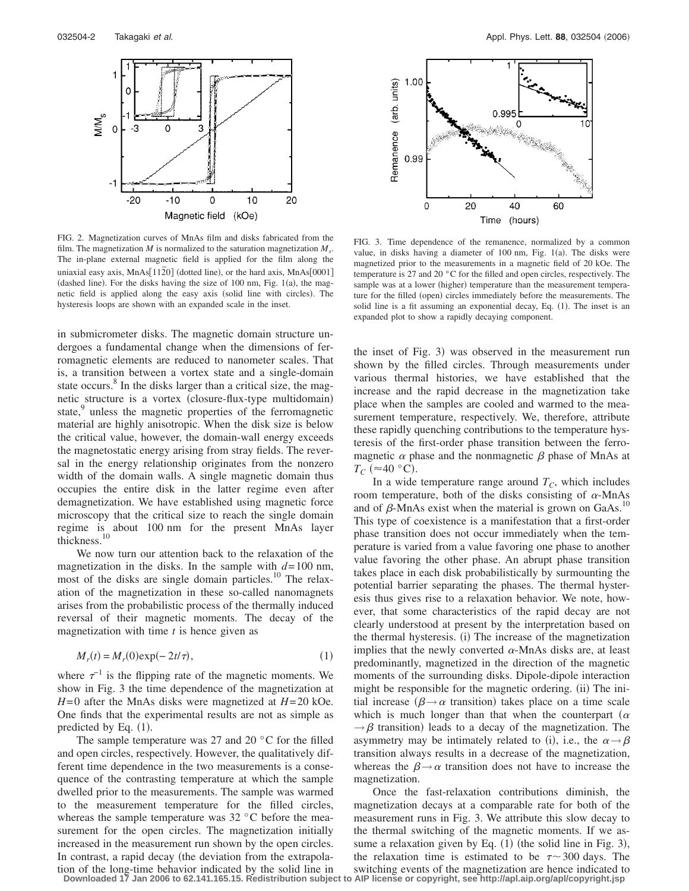FIG. 2. Magnetization curves of MnAs film and disks fabricated from the film. The magnetization $M$ is normalized to the saturation magnetization $M_s$. The in-plane external magnetic field is applied for the film along the uniaxial easy axis, MnAs$[11\bar{2}0]$ (dotted line), or the hard axis, MnAs[0001] (dashed line). For the disks having the size of 100 nm, Fig. 1(a), the magnetic field is applied along the easy axis (solid line with circles). The hysteresis loops are shown with an expanded scale in the inset.

FIG. 3. Time dependence of the remanence, normalized by a common value, in disks having a diameter of 100 nm, Fig. 1(a). The disks were magnetized prior to the measurements in a magnetic field of 20 kOe. The temperature is 27 and 20 °C for the filled and open circles, respectively. The sample was at a lower (higher) temperature than the measurement temperature for the filled (open) circles immediately before the measurements. The solid line is a fit assuming an exponential decay, Eq. (1). The inset is an expanded plot to show a rapidly decaying component.

in submicrometer disks. The magnetic domain structure undergoes a fundamental change when the dimensions of ferromagnetic elements are reduced to nanometer scales. That is, a transition between a vortex state and a single-domain state occurs.[8] In the disks larger than a critical size, the magnetic structure is a vortex (closure-flux-type multidomain) state,[9] unless the magnetic properties of the ferromagnetic material are highly anisotropic. When the disk size is below the critical value, however, the domain-wall energy exceeds the magnetostatic energy arising from stray fields. The reversal in the energy relationship originates from the nonzero width of the domain walls. A single magnetic domain thus occupies the entire disk in the latter regime even after demagnetization. We have established using magnetic force microscopy that the critical size to reach the single domain regime is about 100 nm for the present MnAs layer thickness.[10]

We now turn our attention back to the relaxation of the magnetization in the disks. In the sample with $d=100$ nm, most of the disks are single domain particles.[10] The relaxation of the magnetization in these so-called nanomagnets arises from the probabilistic process of the thermally induced reversal of their magnetic moments. The decay of the magnetization with time $t$ is hence given as

$$M_r(t) = M_r(0)\exp(-2t/\tau), \tag{1}$$

where $\tau^{-1}$ is the flipping rate of the magnetic moments. We show in Fig. 3 the time dependence of the magnetization at $H=0$ after the MnAs disks were magnetized at $H=20$ kOe. One finds that the experimental results are not as simple as predicted by Eq. (1).

The sample temperature was 27 and 20 °C for the filled and open circles, respectively. However, the qualitatively different time dependence in the two measurements is a consequence of the contrasting temperature at which the sample dwelled prior to the measurements. The sample was warmed to the measurement temperature for the filled circles, whereas the sample temperature was 32 °C before the measurement for the open circles. The magnetization initially increased in the measurement run shown by the open circles. In contrast, a rapid decay (the deviation from the extrapolation of the long-time behavior indicated by the solid line in the inset of Fig. 3) was observed in the measurement run shown by the filled circles. Through measurements under various thermal histories, we have established that the increase and the rapid decrease in the magnetization take place when the samples are cooled and warmed to the measurement temperature, respectively. We, therefore, attribute these rapidly quenching contributions to the temperature hysteresis of the first-order phase transition between the ferromagnetic $\alpha$ phase and the nonmagnetic $\beta$ phase of MnAs at $T_C$ (≈40 °C).

In a wide temperature range around $T_C$, which includes room temperature, both of the disks consisting of $\alpha$-MnAs and of $\beta$-MnAs exist when the material is grown on GaAs.[10] This type of coexistence is a manifestation that a first-order phase transition does not occur immediately when the temperature is varied from a value favoring one phase to another value favoring the other phase. An abrupt phase transition takes place in each disk probabilistically by surmounting the potential barrier separating the phases. The thermal hysteresis thus gives rise to a relaxation behavior. We note, however, that some characteristics of the rapid decay are not clearly understood at present by the interpretation based on the thermal hysteresis. (i) The increase of the magnetization implies that the newly converted $\alpha$-MnAs disks are, at least predominantly, magnetized in the direction of the magnetic moments of the surrounding disks. Dipole-dipole interaction might be responsible for the magnetic ordering. (ii) The initial increase ($\beta \rightarrow \alpha$ transition) takes place on a time scale which is much longer than that when the counterpart ($\alpha \rightarrow \beta$ transition) leads to a decay of the magnetization. The asymmetry may be intimately related to (i), i.e., the $\alpha \rightarrow \beta$ transition always results in a decrease of the magnetization, whereas the $\beta \rightarrow \alpha$ transition does not have to increase the magnetization.

Once the fast-relaxation contributions diminish, the magnetization decays at a comparable rate for both of the measurement runs in Fig. 3. We attribute this slow decay to the thermal switching of the magnetic moments. If we assume a relaxation given by Eq. (1) (the solid line in Fig. 3), the relaxation time is estimated to be $\tau \sim 300$ days. The switching events of the magnetization are hence indicated to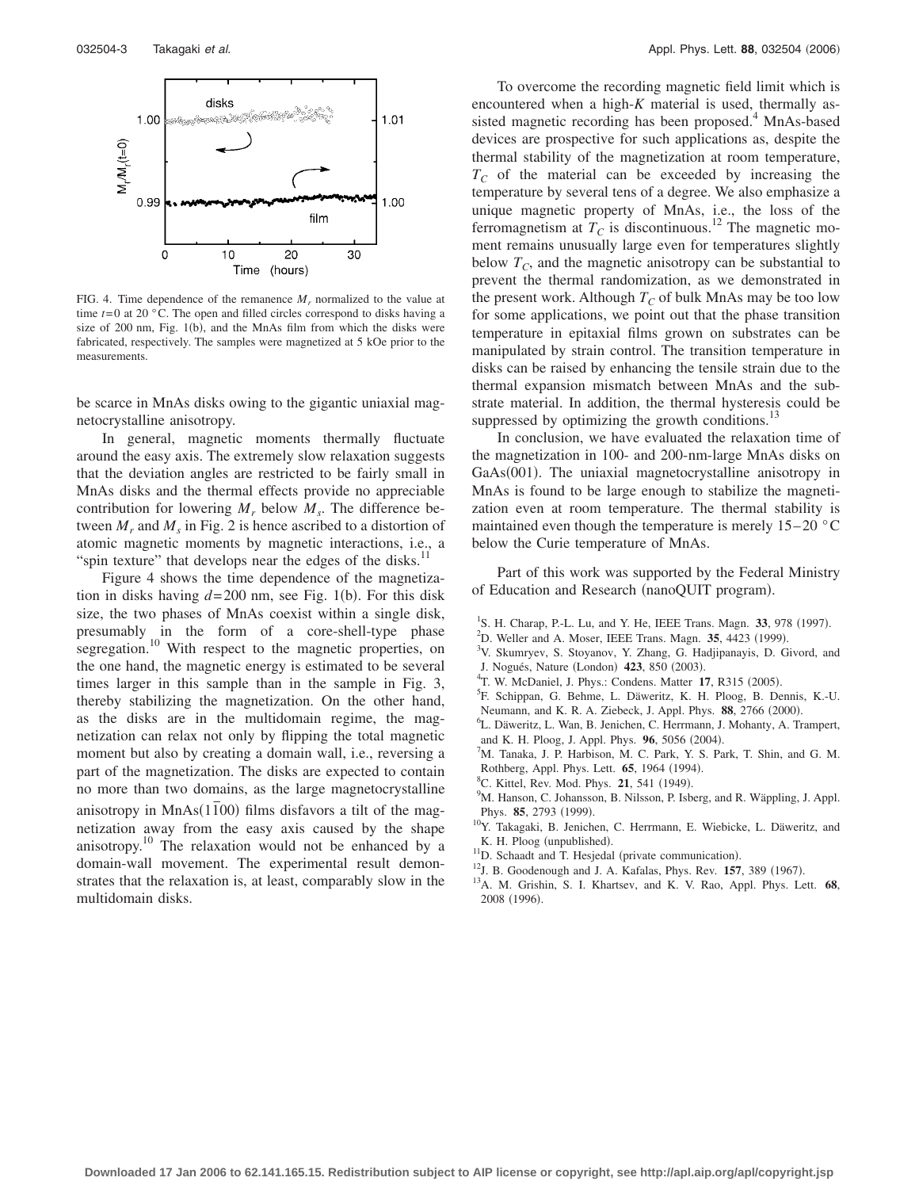disks

1.00

1.01

$M_r/M_r(t=0)$

0.99

1.00

film

0 10 20 30

Time (hours)

FIG. 4. Time dependence of the remanence $M_r$ normalized to the value at time $t=0$ at 20 °C. The open and filled circles correspond to disks having a size of 200 nm, Fig. 1(b), and the MnAs film from which the disks were fabricated, respectively. The samples were magnetized at 5 kOe prior to the measurements.

be scarce in MnAs disks owing to the gigantic uniaxial magnetocrystalline anisotropy.

In general, magnetic moments thermally fluctuate around the easy axis. The extremely slow relaxation suggests that the deviation angles are restricted to be fairly small in MnAs disks and the thermal effects provide no appreciable contribution for lowering $M_r$ below $M_s$. The difference between $M_r$ and $M_s$ in Fig. 2 is hence ascribed to a distortion of atomic magnetic moments by magnetic interactions, i.e., a "spin texture" that develops near the edges of the disks.[11]

Figure 4 shows the time dependence of the magnetization in disks having $d=200$ nm, see Fig. 1(b). For this disk size, the two phases of MnAs coexist within a single disk, presumably in the form of a core-shell-type phase segregation.[10] With respect to the magnetic properties, on the one hand, the magnetic energy is estimated to be several times larger in this sample than in the sample in Fig. 3, thereby stabilizing the magnetization. On the other hand, as the disks are in the multidomain regime, the magnetization can relax not only by flipping the total magnetic moment but also by creating a domain wall, i.e., reversing a part of the magnetization. The disks are expected to contain no more than two domains, as the large magnetocrystalline anisotropy in MnAs($1\bar{1}00$) films disfavors a tilt of the magnetization away from the easy axis caused by the shape anisotropy.[10] The relaxation would not be enhanced by a domain-wall movement. The experimental result demonstrates that the relaxation is, at least, comparably slow in the multidomain disks.

To overcome the recording magnetic field limit which is encountered when a high-$K$ material is used, thermally assisted magnetic recording has been proposed.[4] MnAs-based devices are prospective for such applications as, despite the thermal stability of the magnetization at room temperature, $T_C$ of the material can be exceeded by increasing the temperature by several tens of a degree. We also emphasize a unique magnetic property of MnAs, i.e., the loss of the ferromagnetism at $T_C$ is discontinuous.[12] The magnetic moment remains unusually large even for temperatures slightly below $T_C$, and the magnetic anisotropy can be substantial to prevent the thermal randomization, as we demonstrated in the present work. Although $T_C$ of bulk MnAs may be too low for some applications, we point out that the phase transition temperature in epitaxial films grown on substrates can be manipulated by strain control. The transition temperature in disks can be raised by enhancing the tensile strain due to the thermal expansion mismatch between MnAs and the substrate material. In addition, the thermal hysteresis could be suppressed by optimizing the growth conditions.[13]

In conclusion, we have evaluated the relaxation time of the magnetization in 100- and 200-nm-large MnAs disks on GaAs(001). The uniaxial magnetocrystalline anisotropy in MnAs is found to be large enough to stabilize the magnetization even at room temperature. The thermal stability is maintained even though the temperature is merely 15–20 °C below the Curie temperature of MnAs.

Part of this work was supported by the Federal Ministry of Education and Research (nanoQUIT program).

[1] S. H. Charap, P.-L. Lu, and Y. He, IEEE Trans. Magn. **33**, 978 (1997).
[2] D. Weller and A. Moser, IEEE Trans. Magn. **35**, 4423 (1999).
[3] V. Skumryev, S. Stoyanov, Y. Zhang, G. Hadjipanayis, D. Givord, and J. Nogués, Nature (London) **423**, 850 (2003).
[4] T. W. McDaniel, J. Phys.: Condens. Matter **17**, R315 (2005).
[5] F. Schippan, G. Behme, L. Däweritz, K. H. Ploog, B. Dennis, K.-U. Neumann, and K. R. A. Ziebeck, J. Appl. Phys. **88**, 2766 (2000).
[6] L. Däweritz, L. Wan, B. Jenichen, C. Herrmann, J. Mohanty, A. Trampert, and K. H. Ploog, J. Appl. Phys. **96**, 5056 (2004).
[7] M. Tanaka, J. P. Harbison, M. C. Park, Y. S. Park, T. Shin, and G. M. Rothberg, Appl. Phys. Lett. **65**, 1964 (1994).
[8] C. Kittel, Rev. Mod. Phys. **21**, 541 (1949).
[9] M. Hanson, C. Johansson, B. Nilsson, P. Isberg, and R. Wäppling, J. Appl. Phys. **85**, 2793 (1999).
[10] Y. Takagaki, B. Jenichen, C. Herrmann, E. Wiebicke, L. Däweritz, and K. H. Ploog (unpublished).
[11] D. Schaadt and T. Hesjedal (private communication).
[12] J. B. Goodenough and J. A. Kafalas, Phys. Rev. **157**, 389 (1967).
[13] A. M. Grishin, S. I. Khartsev, and K. V. Rao, Appl. Phys. Lett. **68**, 2008 (1996).